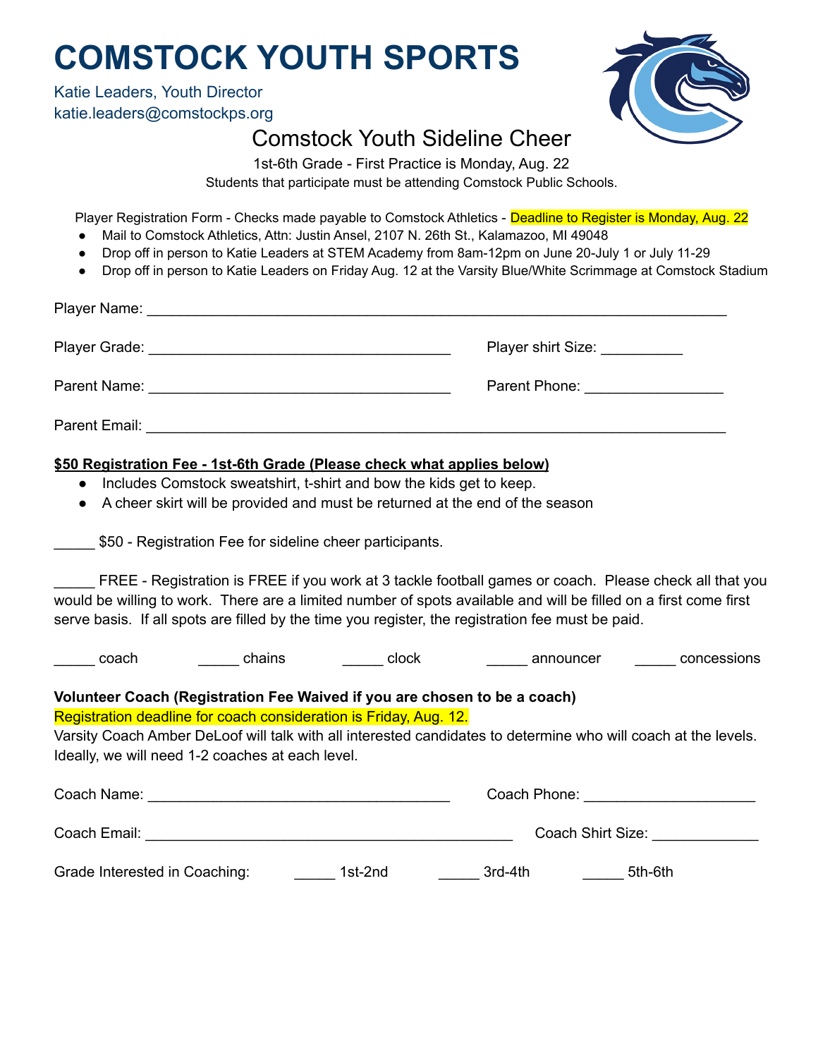# COMSTOCK YOUTH SPORTS

Katie Leaders, Youth Director
katie.leaders@comstockps.org

## Comstock Youth Sideline Cheer

1st-6th Grade - First Practice is Monday, Aug. 22

Students that participate must be attending Comstock Public Schools.

Player Registration Form - Checks made payable to Comstock Athletics - Deadline to Register is Monday, Aug. 22

- Mail to Comstock Athletics, Attn: Justin Ansel, 2107 N. 26th St., Kalamazoo, MI 49048
- Drop off in person to Katie Leaders at STEM Academy from 8am-12pm on June 20-July 1 or July 11-29
- Drop off in person to Katie Leaders on Friday Aug. 12 at the Varsity Blue/White Scrimmage at Comstock Stadium

Player Name: ___________________________________________________________________

Player Grade: ___________________________________ Player shirt Size: __________

Parent Name: ___________________________________ Parent Phone: ________________

Parent Email: ___________________________________________________________________

**$50 Registration Fee - 1st-6th Grade (Please check what applies below)**

- Includes Comstock sweatshirt, t-shirt and bow the kids get to keep.
- A cheer skirt will be provided and must be returned at the end of the season

_____ $50 - Registration Fee for sideline cheer participants.

_____ FREE - Registration is FREE if you work at 3 tackle football games or coach. Please check all that you would be willing to work. There are a limited number of spots available and will be filled on a first come first serve basis. If all spots are filled by the time you register, the registration fee must be paid.

_____ coach _____ chains _____ clock _____ announcer _____ concessions

**Volunteer Coach (Registration Fee Waived if you are chosen to be a coach)**

Registration deadline for coach consideration is Friday, Aug. 12.

Varsity Coach Amber DeLoof will talk with all interested candidates to determine who will coach at the levels. Ideally, we will need 1-2 coaches at each level.

Coach Name: ___________________________________ Coach Phone: ____________________

Coach Email: ____________________________________________ Coach Shirt Size: _____________

Grade Interested in Coaching: _____ 1st-2nd _____ 3rd-4th _____ 5th-6th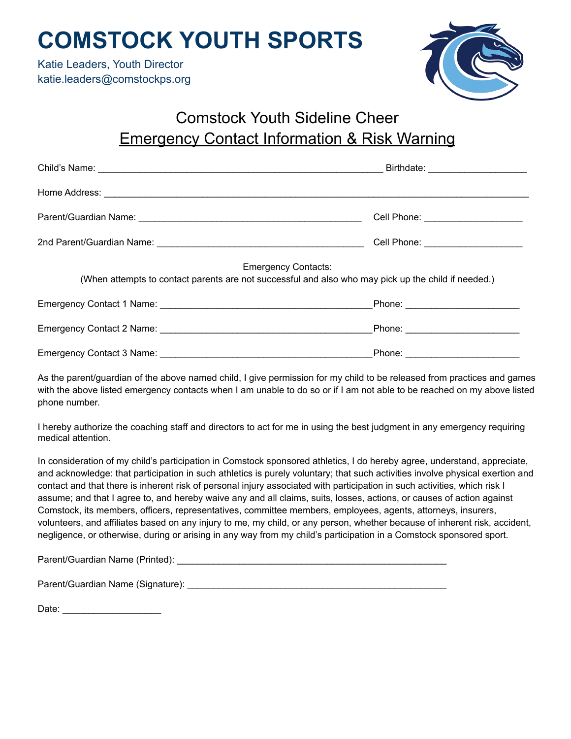# COMSTOCK YOUTH SPORTS

Katie Leaders, Youth Director
katie.leaders@comstockps.org

## Comstock Youth Sideline Cheer
## Emergency Contact Information & Risk Warning

Child's Name: ________________________________________________________ Birthdate: ___________________

Home Address: ____________________________________________________________________________________

Parent/Guardian Name: ____________________________________________ Cell Phone: ___________________

2nd Parent/Guardian Name: ________________________________________ Cell Phone: ___________________

Emergency Contacts:
(When attempts to contact parents are not successful and also who may pick up the child if needed.)

Emergency Contact 1 Name: _________________________________________Phone: ______________________

Emergency Contact 2 Name: _________________________________________Phone: ______________________

Emergency Contact 3 Name: _________________________________________Phone: ______________________

As the parent/guardian of the above named child, I give permission for my child to be released from practices and games with the above listed emergency contacts when I am unable to do so or if I am not able to be reached on my above listed phone number.

I hereby authorize the coaching staff and directors to act for me in using the best judgment in any emergency requiring medical attention.

In consideration of my child's participation in Comstock sponsored athletics, I do hereby agree, understand, appreciate, and acknowledge: that participation in such athletics is purely voluntary; that such activities involve physical exertion and contact and that there is inherent risk of personal injury associated with participation in such activities, which risk I assume; and that I agree to, and hereby waive any and all claims, suits, losses, actions, or causes of action against Comstock, its members, officers, representatives, committee members, employees, agents, attorneys, insurers, volunteers, and affiliates based on any injury to me, my child, or any person, whether because of inherent risk, accident, negligence, or otherwise, during or arising in any way from my child's participation in a Comstock sponsored sport.

Parent/Guardian Name (Printed): ______________________________________________________

Parent/Guardian Name (Signature): ____________________________________________________

Date: ___________________